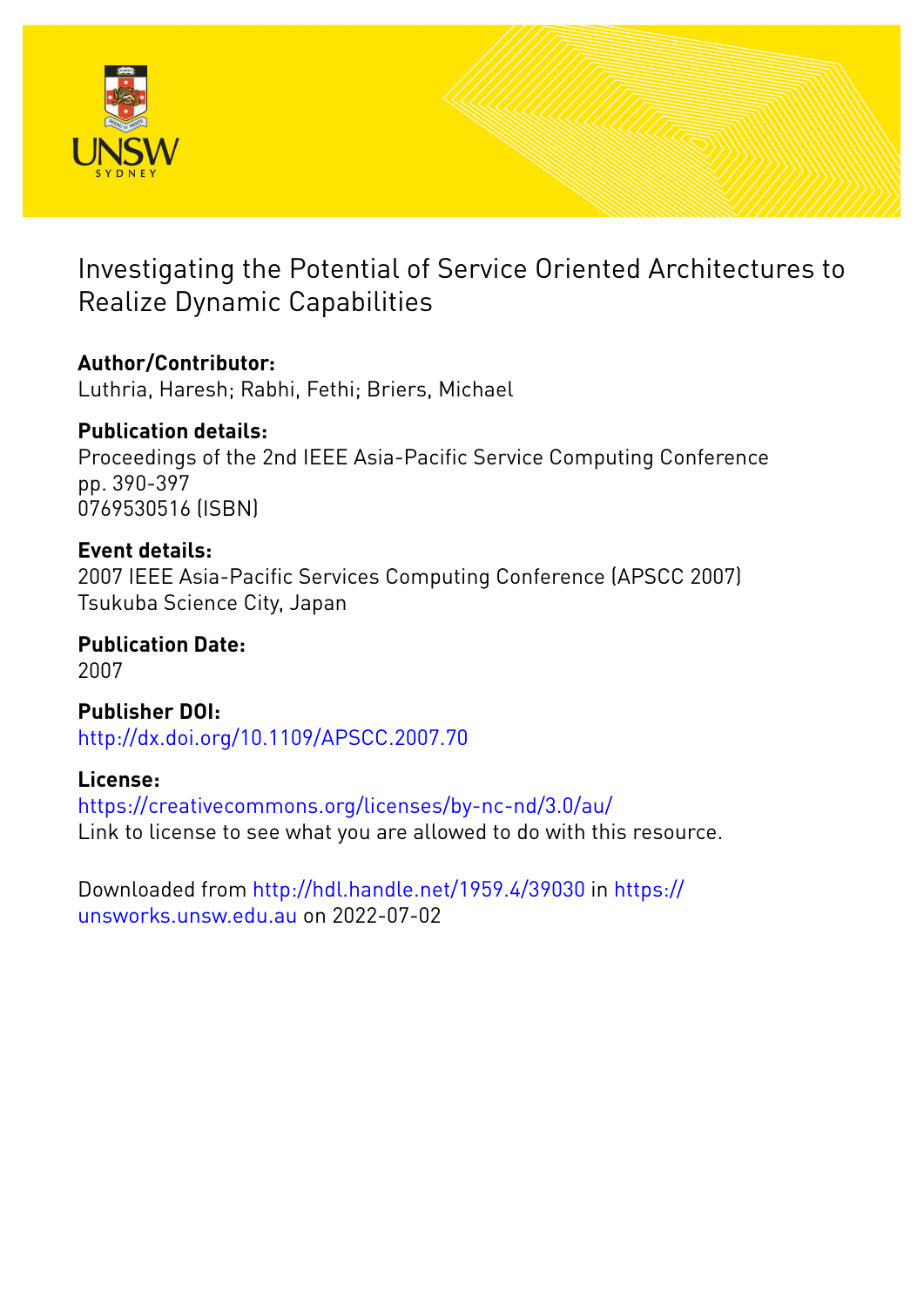# Investigating the Potential of Service Oriented Architectures to Realize Dynamic Capabilities

**Author/Contributor:**
Luthria, Haresh; Rabhi, Fethi; Briers, Michael

**Publication details:**
Proceedings of the 2nd IEEE Asia-Pacific Service Computing Conference
pp. 390-397
0769530516 (ISBN)

**Event details:**
2007 IEEE Asia-Pacific Services Computing Conference (APSCC 2007)
Tsukuba Science City, Japan

**Publication Date:**
2007

**Publisher DOI:**
http://dx.doi.org/10.1109/APSCC.2007.70

**License:**
https://creativecommons.org/licenses/by-nc-nd/3.0/au/
Link to license to see what you are allowed to do with this resource.

Downloaded from http://hdl.handle.net/1959.4/39030 in https://unsworks.unsw.edu.au on 2022-07-02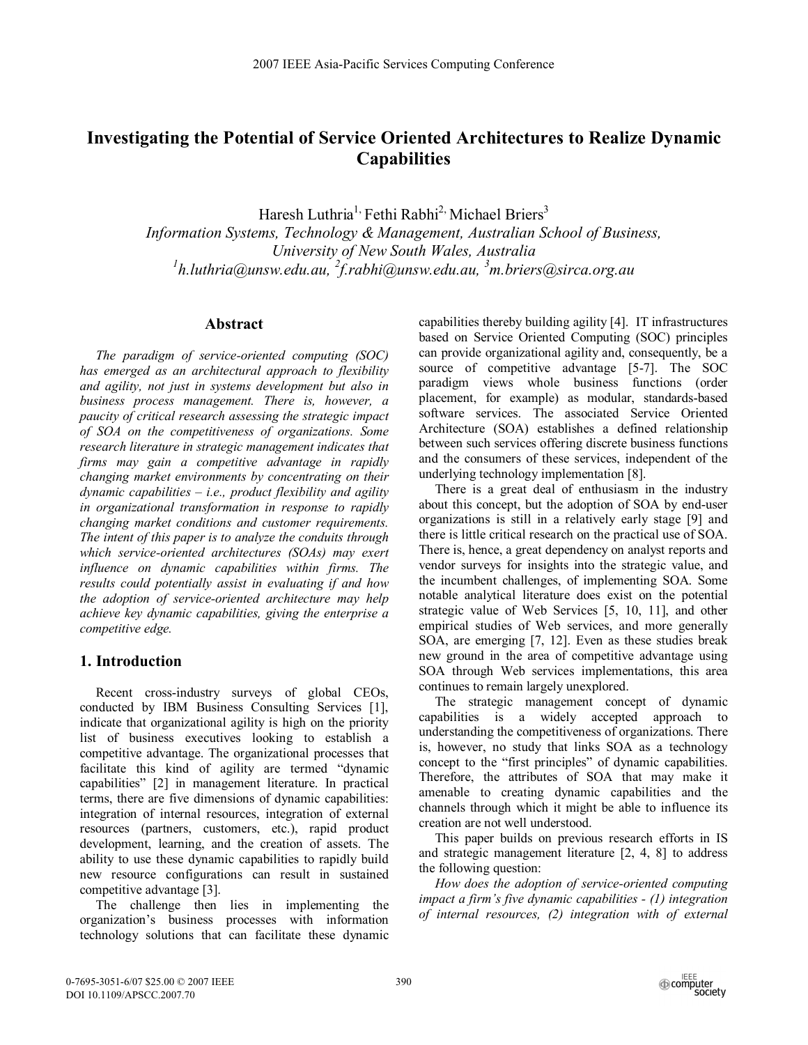# Investigating the Potential of Service Oriented Architectures to Realize Dynamic Capabilities

Haresh Luthria[1], Fethi Rabhi[2], Michael Briers[3]

*Information Systems, Technology & Management, Australian School of Business, University of New South Wales, Australia*

*[1]h.luthria@unsw.edu.au, [2]f.rabhi@unsw.edu.au, [3]m.briers@sirca.org.au*

## Abstract

*The paradigm of service-oriented computing (SOC) has emerged as an architectural approach to flexibility and agility, not just in systems development but also in business process management. There is, however, a paucity of critical research assessing the strategic impact of SOA on the competitiveness of organizations. Some research literature in strategic management indicates that firms may gain a competitive advantage in rapidly changing market environments by concentrating on their dynamic capabilities – i.e., product flexibility and agility in organizational transformation in response to rapidly changing market conditions and customer requirements. The intent of this paper is to analyze the conduits through which service-oriented architectures (SOAs) may exert influence on dynamic capabilities within firms. The results could potentially assist in evaluating if and how the adoption of service-oriented architecture may help achieve key dynamic capabilities, giving the enterprise a competitive edge.*

## 1. Introduction

Recent cross-industry surveys of global CEOs, conducted by IBM Business Consulting Services [1], indicate that organizational agility is high on the priority list of business executives looking to establish a competitive advantage. The organizational processes that facilitate this kind of agility are termed "dynamic capabilities" [2] in management literature. In practical terms, there are five dimensions of dynamic capabilities: integration of internal resources, integration of external resources (partners, customers, etc.), rapid product development, learning, and the creation of assets. The ability to use these dynamic capabilities to rapidly build new resource configurations can result in sustained competitive advantage [3].

The challenge then lies in implementing the organization's business processes with information technology solutions that can facilitate these dynamic capabilities thereby building agility [4]. IT infrastructures based on Service Oriented Computing (SOC) principles can provide organizational agility and, consequently, be a source of competitive advantage [5-7]. The SOC paradigm views whole business functions (order placement, for example) as modular, standards-based software services. The associated Service Oriented Architecture (SOA) establishes a defined relationship between such services offering discrete business functions and the consumers of these services, independent of the underlying technology implementation [8].

There is a great deal of enthusiasm in the industry about this concept, but the adoption of SOA by end-user organizations is still in a relatively early stage [9] and there is little critical research on the practical use of SOA. There is, hence, a great dependency on analyst reports and vendor surveys for insights into the strategic value, and the incumbent challenges, of implementing SOA. Some notable analytical literature does exist on the potential strategic value of Web Services [5, 10, 11], and other empirical studies of Web services, and more generally SOA, are emerging [7, 12]. Even as these studies break new ground in the area of competitive advantage using SOA through Web services implementations, this area continues to remain largely unexplored.

The strategic management concept of dynamic capabilities is a widely accepted approach to understanding the competitiveness of organizations. There is, however, no study that links SOA as a technology concept to the "first principles" of dynamic capabilities. Therefore, the attributes of SOA that may make it amenable to creating dynamic capabilities and the channels through which it might be able to influence its creation are not well understood.

This paper builds on previous research efforts in IS and strategic management literature [2, 4, 8] to address the following question:

*How does the adoption of service-oriented computing impact a firm's five dynamic capabilities - (1) integration of internal resources, (2) integration with of external*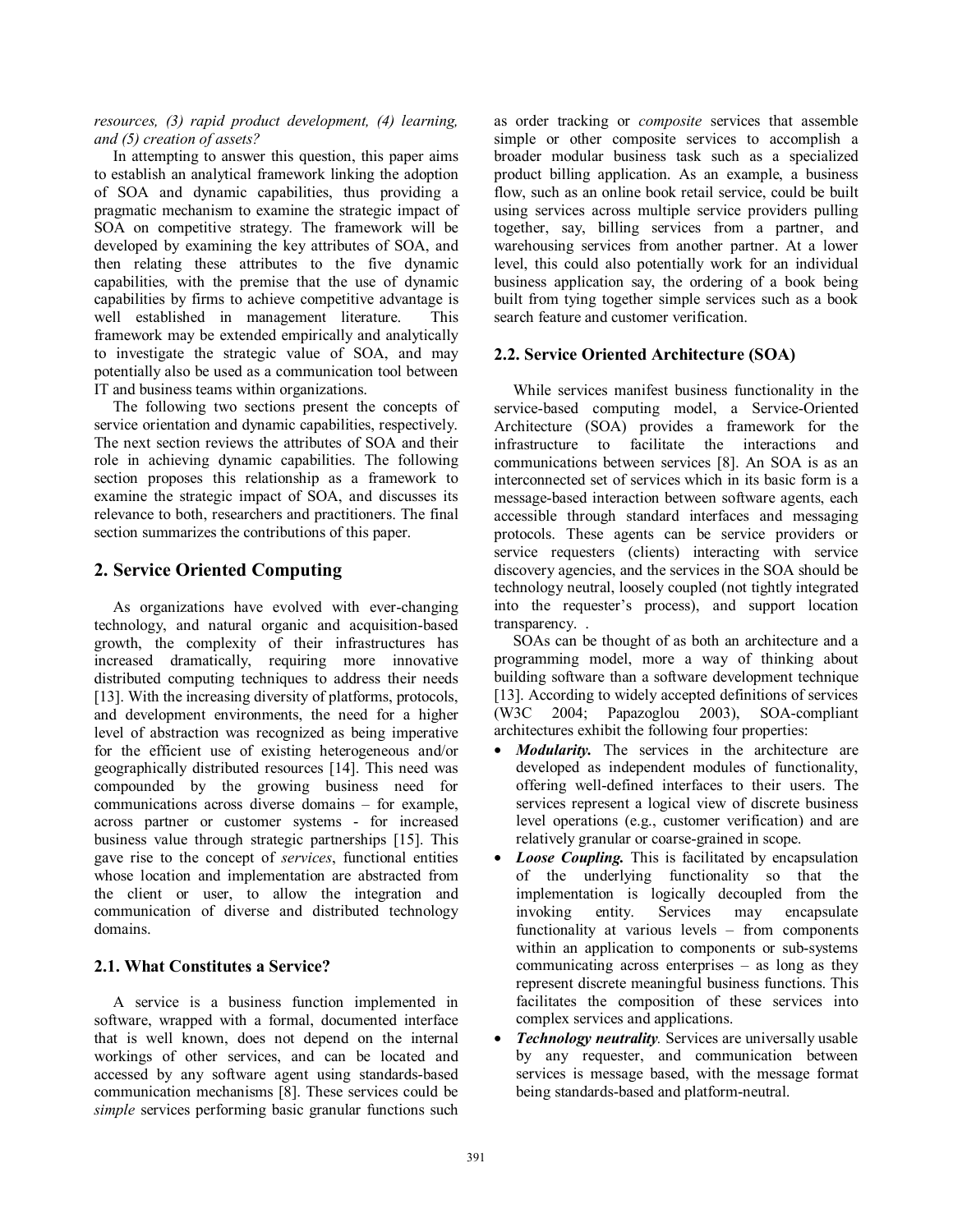*resources, (3) rapid product development, (4) learning, and (5) creation of assets?*

In attempting to answer this question, this paper aims to establish an analytical framework linking the adoption of SOA and dynamic capabilities, thus providing a pragmatic mechanism to examine the strategic impact of SOA on competitive strategy. The framework will be developed by examining the key attributes of SOA, and then relating these attributes to the five dynamic capabilities*,* with the premise that the use of dynamic capabilities by firms to achieve competitive advantage is well established in management literature. This framework may be extended empirically and analytically to investigate the strategic value of SOA, and may potentially also be used as a communication tool between IT and business teams within organizations.

The following two sections present the concepts of service orientation and dynamic capabilities, respectively. The next section reviews the attributes of SOA and their role in achieving dynamic capabilities. The following section proposes this relationship as a framework to examine the strategic impact of SOA, and discusses its relevance to both, researchers and practitioners. The final section summarizes the contributions of this paper.

## 2. Service Oriented Computing

As organizations have evolved with ever-changing technology, and natural organic and acquisition-based growth, the complexity of their infrastructures has increased dramatically, requiring more innovative distributed computing techniques to address their needs [13]. With the increasing diversity of platforms, protocols, and development environments, the need for a higher level of abstraction was recognized as being imperative for the efficient use of existing heterogeneous and/or geographically distributed resources [14]. This need was compounded by the growing business need for communications across diverse domains – for example, across partner or customer systems - for increased business value through strategic partnerships [15]. This gave rise to the concept of *services*, functional entities whose location and implementation are abstracted from the client or user, to allow the integration and communication of diverse and distributed technology domains.

### 2.1. What Constitutes a Service?

A service is a business function implemented in software, wrapped with a formal, documented interface that is well known, does not depend on the internal workings of other services, and can be located and accessed by any software agent using standards-based communication mechanisms [8]. These services could be *simple* services performing basic granular functions such as order tracking or *composite* services that assemble simple or other composite services to accomplish a broader modular business task such as a specialized product billing application. As an example, a business flow, such as an online book retail service, could be built using services across multiple service providers pulling together, say, billing services from a partner, and warehousing services from another partner. At a lower level, this could also potentially work for an individual business application say, the ordering of a book being built from tying together simple services such as a book search feature and customer verification.

### 2.2. Service Oriented Architecture (SOA)

While services manifest business functionality in the service-based computing model, a Service-Oriented Architecture (SOA) provides a framework for the infrastructure to facilitate the interactions and communications between services [8]. An SOA is as an interconnected set of services which in its basic form is a message-based interaction between software agents, each accessible through standard interfaces and messaging protocols. These agents can be service providers or service requesters (clients) interacting with service discovery agencies, and the services in the SOA should be technology neutral, loosely coupled (not tightly integrated into the requester's process), and support location transparency. .

SOAs can be thought of as both an architecture and a programming model, more a way of thinking about building software than a software development technique [13]. According to widely accepted definitions of services (W3C 2004; Papazoglou 2003), SOA-compliant architectures exhibit the following four properties:

- ***Modularity.*** The services in the architecture are developed as independent modules of functionality, offering well-defined interfaces to their users. The services represent a logical view of discrete business level operations (e.g., customer verification) and are relatively granular or coarse-grained in scope.
- ***Loose Coupling.*** This is facilitated by encapsulation of the underlying functionality so that the implementation is logically decoupled from the invoking entity. Services may encapsulate functionality at various levels – from components within an application to components or sub-systems communicating across enterprises – as long as they represent discrete meaningful business functions. This facilitates the composition of these services into complex services and applications.
- ***Technology neutrality****.* Services are universally usable by any requester, and communication between services is message based, with the message format being standards-based and platform-neutral.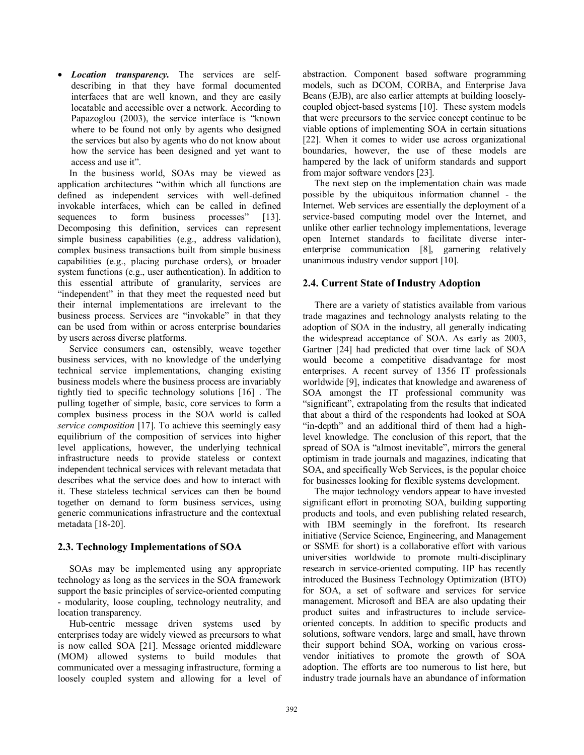- ***Location transparency.*** The services are self-describing in that they have formal documented interfaces that are well known, and they are easily locatable and accessible over a network. According to Papazoglou (2003), the service interface is "known where to be found not only by agents who designed the services but also by agents who do not know about how the service has been designed and yet want to access and use it".

In the business world, SOAs may be viewed as application architectures "within which all functions are defined as independent services with well-defined invokable interfaces, which can be called in defined sequences to form business processes" [13]. Decomposing this definition, services can represent simple business capabilities (e.g., address validation), complex business transactions built from simple business capabilities (e.g., placing purchase orders), or broader system functions (e.g., user authentication). In addition to this essential attribute of granularity, services are "independent" in that they meet the requested need but their internal implementations are irrelevant to the business process. Services are "invokable" in that they can be used from within or across enterprise boundaries by users across diverse platforms.

Service consumers can, ostensibly, weave together business services, with no knowledge of the underlying technical service implementations, changing existing business models where the business process are invariably tightly tied to specific technology solutions [16] . The pulling together of simple, basic, core services to form a complex business process in the SOA world is called *service composition* [17]. To achieve this seemingly easy equilibrium of the composition of services into higher level applications, however, the underlying technical infrastructure needs to provide stateless or context independent technical services with relevant metadata that describes what the service does and how to interact with it. These stateless technical services can then be bound together on demand to form business services, using generic communications infrastructure and the contextual metadata [18-20].

## 2.3. Technology Implementations of SOA

SOAs may be implemented using any appropriate technology as long as the services in the SOA framework support the basic principles of service-oriented computing - modularity, loose coupling, technology neutrality, and location transparency.

Hub-centric message driven systems used by enterprises today are widely viewed as precursors to what is now called SOA [21]. Message oriented middleware (MOM) allowed systems to build modules that communicated over a messaging infrastructure, forming a loosely coupled system and allowing for a level of abstraction. Component based software programming models, such as DCOM, CORBA, and Enterprise Java Beans (EJB), are also earlier attempts at building loosely-coupled object-based systems [10]. These system models that were precursors to the service concept continue to be viable options of implementing SOA in certain situations [22]. When it comes to wider use across organizational boundaries, however, the use of these models are hampered by the lack of uniform standards and support from major software vendors [23].

The next step on the implementation chain was made possible by the ubiquitous information channel - the Internet. Web services are essentially the deployment of a service-based computing model over the Internet, and unlike other earlier technology implementations, leverage open Internet standards to facilitate diverse inter-enterprise communication [8], garnering relatively unanimous industry vendor support [10].

## 2.4. Current State of Industry Adoption

There are a variety of statistics available from various trade magazines and technology analysts relating to the adoption of SOA in the industry, all generally indicating the widespread acceptance of SOA. As early as 2003, Gartner [24] had predicted that over time lack of SOA would become a competitive disadvantage for most enterprises. A recent survey of 1356 IT professionals worldwide [9], indicates that knowledge and awareness of SOA amongst the IT professional community was "significant", extrapolating from the results that indicated that about a third of the respondents had looked at SOA "in-depth" and an additional third of them had a high-level knowledge. The conclusion of this report, that the spread of SOA is "almost inevitable", mirrors the general optimism in trade journals and magazines, indicating that SOA, and specifically Web Services, is the popular choice for businesses looking for flexible systems development.

The major technology vendors appear to have invested significant effort in promoting SOA, building supporting products and tools, and even publishing related research, with IBM seemingly in the forefront. Its research initiative (Service Science, Engineering, and Management or SSME for short) is a collaborative effort with various universities worldwide to promote multi-disciplinary research in service-oriented computing. HP has recently introduced the Business Technology Optimization (BTO) for SOA, a set of software and services for service management. Microsoft and BEA are also updating their product suites and infrastructures to include service-oriented concepts. In addition to specific products and solutions, software vendors, large and small, have thrown their support behind SOA, working on various cross-vendor initiatives to promote the growth of SOA adoption. The efforts are too numerous to list here, but industry trade journals have an abundance of information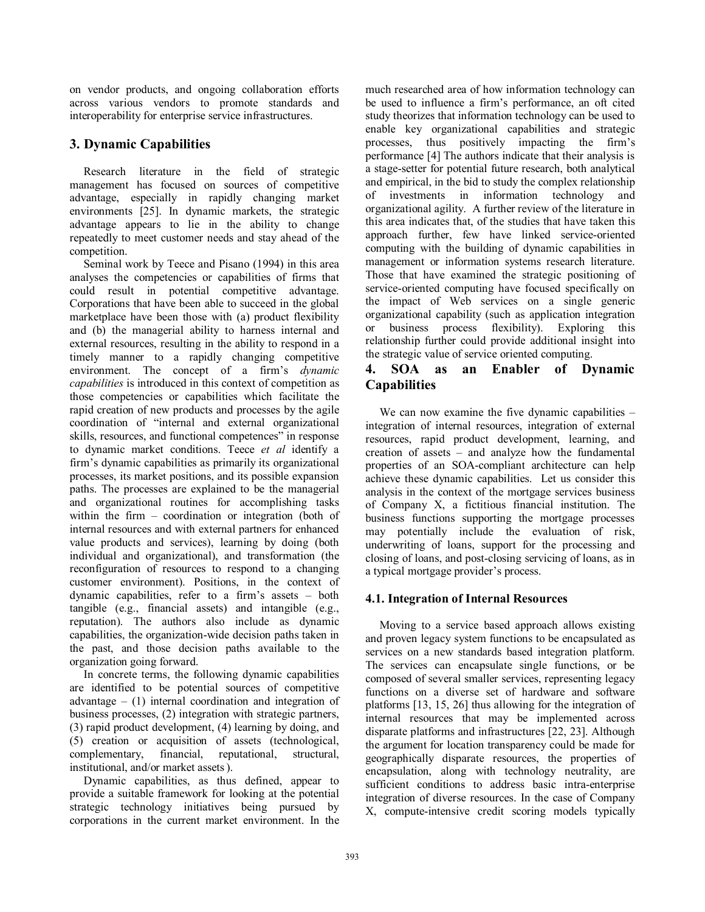on vendor products, and ongoing collaboration efforts across various vendors to promote standards and interoperability for enterprise service infrastructures.

## 3. Dynamic Capabilities

Research literature in the field of strategic management has focused on sources of competitive advantage, especially in rapidly changing market environments [25]. In dynamic markets, the strategic advantage appears to lie in the ability to change repeatedly to meet customer needs and stay ahead of the competition.

Seminal work by Teece and Pisano (1994) in this area analyses the competencies or capabilities of firms that could result in potential competitive advantage. Corporations that have been able to succeed in the global marketplace have been those with (a) product flexibility and (b) the managerial ability to harness internal and external resources, resulting in the ability to respond in a timely manner to a rapidly changing competitive environment. The concept of a firm's *dynamic capabilities* is introduced in this context of competition as those competencies or capabilities which facilitate the rapid creation of new products and processes by the agile coordination of "internal and external organizational skills, resources, and functional competences" in response to dynamic market conditions. Teece *et al* identify a firm's dynamic capabilities as primarily its organizational processes, its market positions, and its possible expansion paths. The processes are explained to be the managerial and organizational routines for accomplishing tasks within the firm – coordination or integration (both of internal resources and with external partners for enhanced value products and services), learning by doing (both individual and organizational), and transformation (the reconfiguration of resources to respond to a changing customer environment). Positions, in the context of dynamic capabilities, refer to a firm's assets – both tangible (e.g., financial assets) and intangible (e.g., reputation). The authors also include as dynamic capabilities, the organization-wide decision paths taken in the past, and those decision paths available to the organization going forward.

In concrete terms, the following dynamic capabilities are identified to be potential sources of competitive advantage – (1) internal coordination and integration of business processes, (2) integration with strategic partners, (3) rapid product development, (4) learning by doing, and (5) creation or acquisition of assets (technological, complementary, financial, reputational, structural, institutional, and/or market assets ).

Dynamic capabilities, as thus defined, appear to provide a suitable framework for looking at the potential strategic technology initiatives being pursued by corporations in the current market environment. In the much researched area of how information technology can be used to influence a firm's performance, an oft cited study theorizes that information technology can be used to enable key organizational capabilities and strategic processes, thus positively impacting the firm's performance [4] The authors indicate that their analysis is a stage-setter for potential future research, both analytical and empirical, in the bid to study the complex relationship of investments in information technology and organizational agility. A further review of the literature in this area indicates that, of the studies that have taken this approach further, few have linked service-oriented computing with the building of dynamic capabilities in management or information systems research literature. Those that have examined the strategic positioning of service-oriented computing have focused specifically on the impact of Web services on a single generic organizational capability (such as application integration or business process flexibility). Exploring this relationship further could provide additional insight into the strategic value of service oriented computing.

## 4. SOA as an Enabler of Dynamic Capabilities

We can now examine the five dynamic capabilities – integration of internal resources, integration of external resources, rapid product development, learning, and creation of assets – and analyze how the fundamental properties of an SOA-compliant architecture can help achieve these dynamic capabilities. Let us consider this analysis in the context of the mortgage services business of Company X, a fictitious financial institution. The business functions supporting the mortgage processes may potentially include the evaluation of risk, underwriting of loans, support for the processing and closing of loans, and post-closing servicing of loans, as in a typical mortgage provider's process.

### 4.1. Integration of Internal Resources

Moving to a service based approach allows existing and proven legacy system functions to be encapsulated as services on a new standards based integration platform. The services can encapsulate single functions, or be composed of several smaller services, representing legacy functions on a diverse set of hardware and software platforms [13, 15, 26] thus allowing for the integration of internal resources that may be implemented across disparate platforms and infrastructures [22, 23]. Although the argument for location transparency could be made for geographically disparate resources, the properties of encapsulation, along with technology neutrality, are sufficient conditions to address basic intra-enterprise integration of diverse resources. In the case of Company X, compute-intensive credit scoring models typically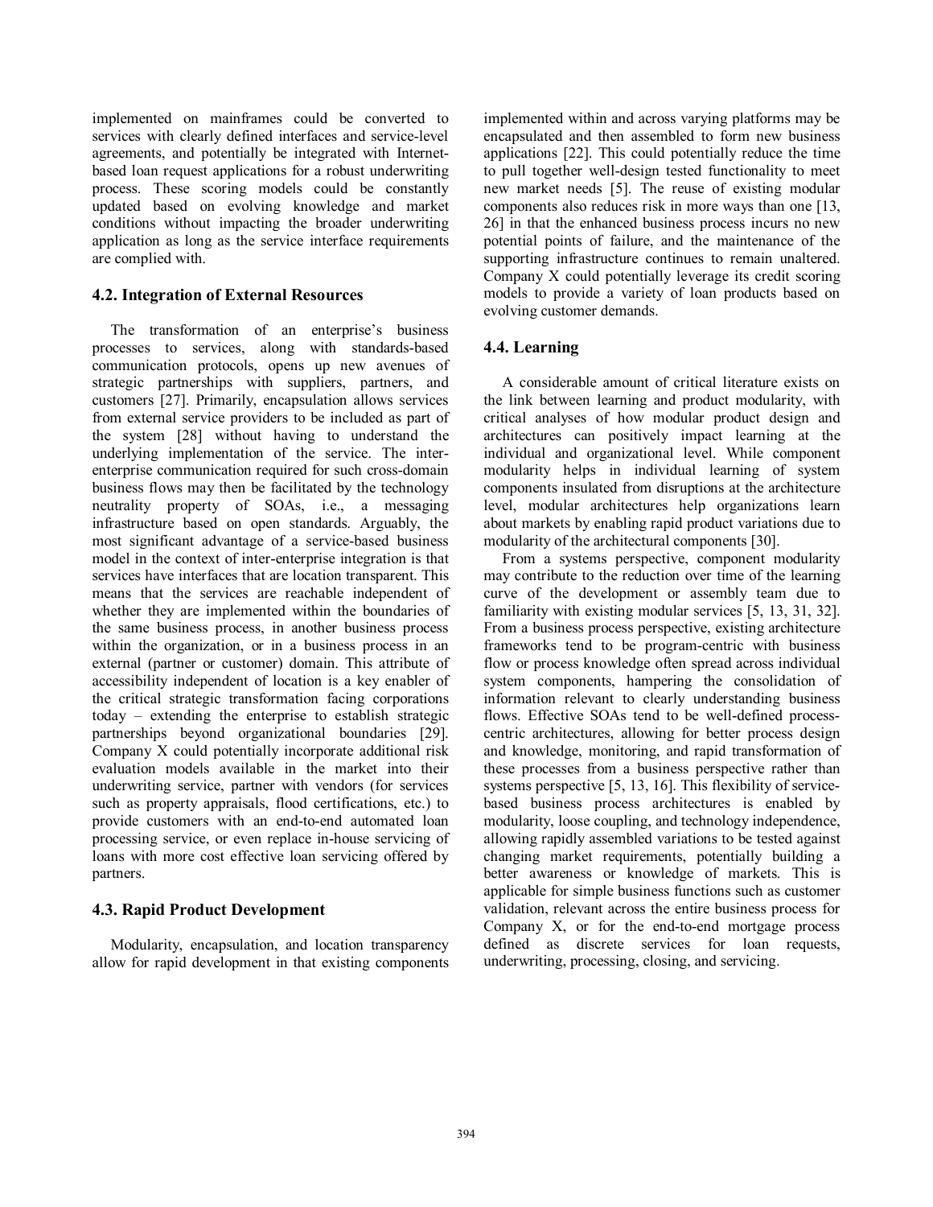implemented on mainframes could be converted to services with clearly defined interfaces and service-level agreements, and potentially be integrated with Internet-based loan request applications for a robust underwriting process. These scoring models could be constantly updated based on evolving knowledge and market conditions without impacting the broader underwriting application as long as the service interface requirements are complied with.

### 4.2. Integration of External Resources

The transformation of an enterprise's business processes to services, along with standards-based communication protocols, opens up new avenues of strategic partnerships with suppliers, partners, and customers [27]. Primarily, encapsulation allows services from external service providers to be included as part of the system [28] without having to understand the underlying implementation of the service. The inter-enterprise communication required for such cross-domain business flows may then be facilitated by the technology neutrality property of SOAs, i.e., a messaging infrastructure based on open standards. Arguably, the most significant advantage of a service-based business model in the context of inter-enterprise integration is that services have interfaces that are location transparent. This means that the services are reachable independent of whether they are implemented within the boundaries of the same business process, in another business process within the organization, or in a business process in an external (partner or customer) domain. This attribute of accessibility independent of location is a key enabler of the critical strategic transformation facing corporations today – extending the enterprise to establish strategic partnerships beyond organizational boundaries [29]. Company X could potentially incorporate additional risk evaluation models available in the market into their underwriting service, partner with vendors (for services such as property appraisals, flood certifications, etc.) to provide customers with an end-to-end automated loan processing service, or even replace in-house servicing of loans with more cost effective loan servicing offered by partners.

### 4.3. Rapid Product Development

Modularity, encapsulation, and location transparency allow for rapid development in that existing components implemented within and across varying platforms may be encapsulated and then assembled to form new business applications [22]. This could potentially reduce the time to pull together well-design tested functionality to meet new market needs [5]. The reuse of existing modular components also reduces risk in more ways than one [13, 26] in that the enhanced business process incurs no new potential points of failure, and the maintenance of the supporting infrastructure continues to remain unaltered. Company X could potentially leverage its credit scoring models to provide a variety of loan products based on evolving customer demands.

### 4.4. Learning

A considerable amount of critical literature exists on the link between learning and product modularity, with critical analyses of how modular product design and architectures can positively impact learning at the individual and organizational level. While component modularity helps in individual learning of system components insulated from disruptions at the architecture level, modular architectures help organizations learn about markets by enabling rapid product variations due to modularity of the architectural components [30].

From a systems perspective, component modularity may contribute to the reduction over time of the learning curve of the development or assembly team due to familiarity with existing modular services [5, 13, 31, 32]. From a business process perspective, existing architecture frameworks tend to be program-centric with business flow or process knowledge often spread across individual system components, hampering the consolidation of information relevant to clearly understanding business flows. Effective SOAs tend to be well-defined process-centric architectures, allowing for better process design and knowledge, monitoring, and rapid transformation of these processes from a business perspective rather than systems perspective [5, 13, 16]. This flexibility of service-based business process architectures is enabled by modularity, loose coupling, and technology independence, allowing rapidly assembled variations to be tested against changing market requirements, potentially building a better awareness or knowledge of markets. This is applicable for simple business functions such as customer validation, relevant across the entire business process for Company X, or for the end-to-end mortgage process defined as discrete services for loan requests, underwriting, processing, closing, and servicing.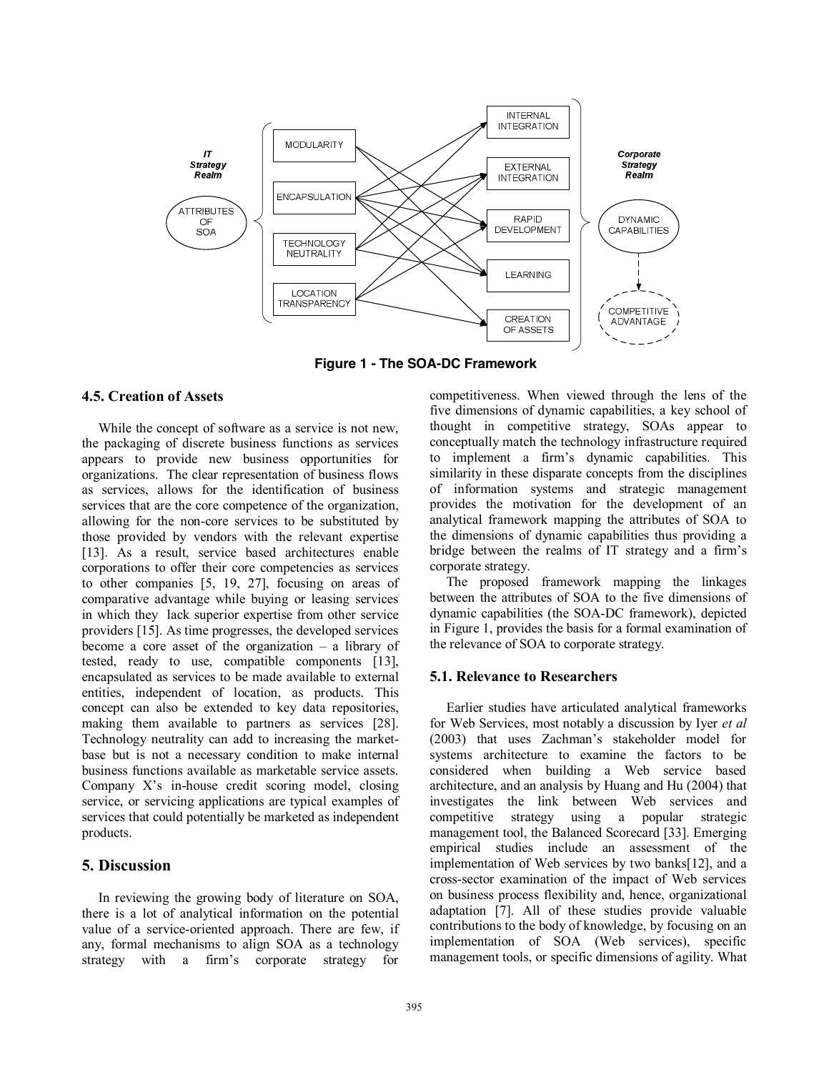Figure 1 - The SOA-DC Framework

### 4.5. Creation of Assets

While the concept of software as a service is not new, the packaging of discrete business functions as services appears to provide new business opportunities for organizations. The clear representation of business flows as services, allows for the identification of business services that are the core competence of the organization, allowing for the non-core services to be substituted by those provided by vendors with the relevant expertise [13]. As a result, service based architectures enable corporations to offer their core competencies as services to other companies [5, 19, 27], focusing on areas of comparative advantage while buying or leasing services in which they lack superior expertise from other service providers [15]. As time progresses, the developed services become a core asset of the organization – a library of tested, ready to use, compatible components [13], encapsulated as services to be made available to external entities, independent of location, as products. This concept can also be extended to key data repositories, making them available to partners as services [28]. Technology neutrality can add to increasing the market-base but is not a necessary condition to make internal business functions available as marketable service assets. Company X's in-house credit scoring model, closing service, or servicing applications are typical examples of services that could potentially be marketed as independent products.

## 5. Discussion

In reviewing the growing body of literature on SOA, there is a lot of analytical information on the potential value of a service-oriented approach. There are few, if any, formal mechanisms to align SOA as a technology strategy with a firm's corporate strategy for competitiveness. When viewed through the lens of the five dimensions of dynamic capabilities, a key school of thought in competitive strategy, SOAs appear to conceptually match the technology infrastructure required to implement a firm's dynamic capabilities. This similarity in these disparate concepts from the disciplines of information systems and strategic management provides the motivation for the development of an analytical framework mapping the attributes of SOA to the dimensions of dynamic capabilities thus providing a bridge between the realms of IT strategy and a firm's corporate strategy.

The proposed framework mapping the linkages between the attributes of SOA to the five dimensions of dynamic capabilities (the SOA-DC framework), depicted in Figure 1, provides the basis for a formal examination of the relevance of SOA to corporate strategy.

### 5.1. Relevance to Researchers

Earlier studies have articulated analytical frameworks for Web Services, most notably a discussion by Iyer *et al* (2003) that uses Zachman's stakeholder model for systems architecture to examine the factors to be considered when building a Web service based architecture, and an analysis by Huang and Hu (2004) that investigates the link between Web services and competitive strategy using a popular strategic management tool, the Balanced Scorecard [33]. Emerging empirical studies include an assessment of the implementation of Web services by two banks[12], and a cross-sector examination of the impact of Web services on business process flexibility and, hence, organizational adaptation [7]. All of these studies provide valuable contributions to the body of knowledge, by focusing on an implementation of SOA (Web services), specific management tools, or specific dimensions of agility. What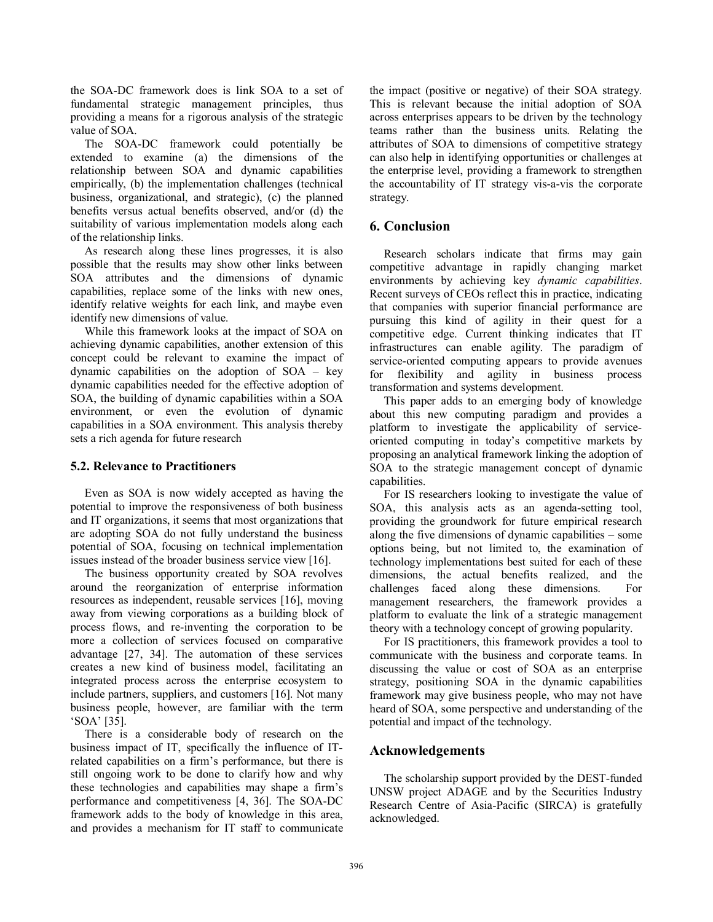the SOA-DC framework does is link SOA to a set of fundamental strategic management principles, thus providing a means for a rigorous analysis of the strategic value of SOA.

The SOA-DC framework could potentially be extended to examine (a) the dimensions of the relationship between SOA and dynamic capabilities empirically, (b) the implementation challenges (technical business, organizational, and strategic), (c) the planned benefits versus actual benefits observed, and/or (d) the suitability of various implementation models along each of the relationship links.

As research along these lines progresses, it is also possible that the results may show other links between SOA attributes and the dimensions of dynamic capabilities, replace some of the links with new ones, identify relative weights for each link, and maybe even identify new dimensions of value.

While this framework looks at the impact of SOA on achieving dynamic capabilities, another extension of this concept could be relevant to examine the impact of dynamic capabilities on the adoption of SOA – key dynamic capabilities needed for the effective adoption of SOA, the building of dynamic capabilities within a SOA environment, or even the evolution of dynamic capabilities in a SOA environment. This analysis thereby sets a rich agenda for future research

### 5.2. Relevance to Practitioners

Even as SOA is now widely accepted as having the potential to improve the responsiveness of both business and IT organizations, it seems that most organizations that are adopting SOA do not fully understand the business potential of SOA, focusing on technical implementation issues instead of the broader business service view [16].

The business opportunity created by SOA revolves around the reorganization of enterprise information resources as independent, reusable services [16], moving away from viewing corporations as a building block of process flows, and re-inventing the corporation to be more a collection of services focused on comparative advantage [27, 34]. The automation of these services creates a new kind of business model, facilitating an integrated process across the enterprise ecosystem to include partners, suppliers, and customers [16]. Not many business people, however, are familiar with the term 'SOA' [35].

There is a considerable body of research on the business impact of IT, specifically the influence of IT-related capabilities on a firm's performance, but there is still ongoing work to be done to clarify how and why these technologies and capabilities may shape a firm's performance and competitiveness [4, 36]. The SOA-DC framework adds to the body of knowledge in this area, and provides a mechanism for IT staff to communicate the impact (positive or negative) of their SOA strategy. This is relevant because the initial adoption of SOA across enterprises appears to be driven by the technology teams rather than the business units. Relating the attributes of SOA to dimensions of competitive strategy can also help in identifying opportunities or challenges at the enterprise level, providing a framework to strengthen the accountability of IT strategy vis-a-vis the corporate strategy.

## 6. Conclusion

Research scholars indicate that firms may gain competitive advantage in rapidly changing market environments by achieving key *dynamic capabilities*. Recent surveys of CEOs reflect this in practice, indicating that companies with superior financial performance are pursuing this kind of agility in their quest for a competitive edge. Current thinking indicates that IT infrastructures can enable agility. The paradigm of service-oriented computing appears to provide avenues for flexibility and agility in business process transformation and systems development.

This paper adds to an emerging body of knowledge about this new computing paradigm and provides a platform to investigate the applicability of service-oriented computing in today's competitive markets by proposing an analytical framework linking the adoption of SOA to the strategic management concept of dynamic capabilities.

For IS researchers looking to investigate the value of SOA, this analysis acts as an agenda-setting tool, providing the groundwork for future empirical research along the five dimensions of dynamic capabilities – some options being, but not limited to, the examination of technology implementations best suited for each of these dimensions, the actual benefits realized, and the challenges faced along these dimensions. For management researchers, the framework provides a platform to evaluate the link of a strategic management theory with a technology concept of growing popularity.

For IS practitioners, this framework provides a tool to communicate with the business and corporate teams. In discussing the value or cost of SOA as an enterprise strategy, positioning SOA in the dynamic capabilities framework may give business people, who may not have heard of SOA, some perspective and understanding of the potential and impact of the technology.

## Acknowledgements

The scholarship support provided by the DEST-funded UNSW project ADAGE and by the Securities Industry Research Centre of Asia-Pacific (SIRCA) is gratefully acknowledged.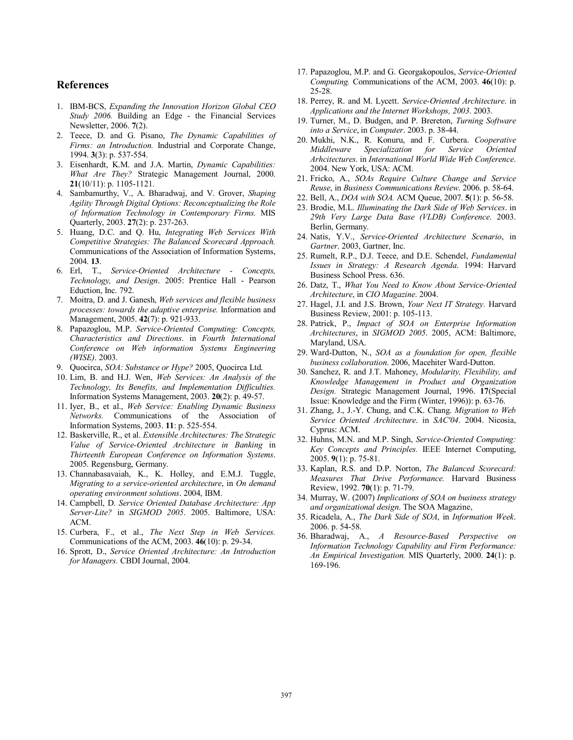## References

1. IBM-BCS, *Expanding the Innovation Horizon Global CEO Study 2006.* Building an Edge - the Financial Services Newsletter, 2006. **7**(2).
2. Teece, D. and G. Pisano, *The Dynamic Capabilities of Firms: an Introduction.* Industrial and Corporate Change, 1994. **3**(3): p. 537-554.
3. Eisenhardt, K.M. and J.A. Martin, *Dynamic Capabilities: What Are They?* Strategic Management Journal, 2000. **21**(10/11): p. 1105-1121.
4. Sambamurthy, V., A. Bharadwaj, and V. Grover, *Shaping Agility Through Digital Options: Reconceptualizing the Role of Information Technology in Contemporary Firms.* MIS Quarterly, 2003. **27**(2): p. 237-263.
5. Huang, D.C. and Q. Hu, *Integrating Web Services With Competitive Strategies: The Balanced Scorecard Approach.* Communications of the Association of Information Systems, 2004. **13**.
6. Erl, T., *Service-Oriented Architecture - Concepts, Technology, and Design*. 2005: Prentice Hall - Pearson Eduction, Inc. 792.
7. Moitra, D. and J. Ganesh, *Web services and flexible business processes: towards the adaptive enterprise.* Information and Management, 2005. **42**(7): p. 921-933.
8. Papazoglou, M.P. *Service-Oriented Computing: Concepts, Characteristics and Directions*. in *Fourth International Conference on Web information Systems Engineering (WISE)*. 2003.
9. Quocirca, *SOA: Substance or Hype?* 2005, Quocirca Ltd.
10. Lim, B. and H.J. Wen, *Web Services: An Analysis of the Technology, Its Benefits, and Implementation Difficulties.* Information Systems Management, 2003. **20**(2): p. 49-57.
11. Iyer, B., et al., *Web Service: Enabling Dynamic Business Networks.* Communications of the Association of Information Systems, 2003. **11**: p. 525-554.
12. Baskerville, R., et al. *Extensible Architectures: The Strategic Value of Service-Oriented Architecture in Banking* in *Thirteenth European Conference on Information Systems*. 2005. Regensburg, Germany.
13. Channabasavaiah, K., K. Holley, and E.M.J. Tuggle, *Migrating to a service-oriented architecture*, in *On demand operating environment solutions*. 2004, IBM.
14. Campbell, D. *Service Oriented Database Architecture: App Server-Lite?* in *SIGMOD 2005*. 2005. Baltimore, USA: ACM.
15. Curbera, F., et al., *The Next Step in Web Services.* Communications of the ACM, 2003. **46**(10): p. 29-34.
16. Sprott, D., *Service Oriented Architecture: An Introduction for Managers.* CBDI Journal, 2004.
17. Papazoglou, M.P. and G. Georgakopoulos, *Service-Oriented Computing.* Communications of the ACM, 2003. **46**(10): p. 25-28.
18. Perrey, R. and M. Lycett. *Service-Oriented Architecture*. in *Applications and the Internet Workshops, 2003*. 2003.
19. Turner, M., D. Budgen, and P. Brereton, *Turning Software into a Service*, in *Computer*. 2003. p. 38-44.
20. Mukhi, N.K., R. Konuru, and F. Curbera. *Cooperative Middleware Specialization for Service Oriented Arhcitectures*. in *International World Wide Web Conference*. 2004. New York, USA: ACM.
21. Fricko, A., *SOAs Require Culture Change and Service Reuse*, in *Business Communications Review*. 2006. p. 58-64.
22. Bell, A., *DOA with SOA.* ACM Queue, 2007. **5**(1): p. 56-58.
23. Brodie, M.L. *Illuminating the Dark Side of Web Services*. in *29th Very Large Data Base (VLDB) Conference*. 2003. Berlin, Germany.
24. Natis, Y.V., *Service-Oriented Architecture Scenario*, in *Gartner*. 2003, Gartner, Inc.
25. Rumelt, R.P., D.J. Teece, and D.E. Schendel, *Fundamental Issues in Strategy: A Research Agenda*. 1994: Harvard Business School Press. 636.
26. Datz, T., *What You Need to Know About Service-Oriented Architecture*, in *CIO Magazine*. 2004.
27. Hagel, J.I. and J.S. Brown, *Your Next IT Strategy.* Harvard Business Review, 2001: p. 105-113.
28. Patrick, P., *Impact of SOA on Enterprise Information Architectures*, in *SIGMOD 2005*. 2005, ACM: Baltimore, Maryland, USA.
29. Ward-Dutton, N., *SOA as a foundation for open, flexible business collaboration*. 2006, Macehiter Ward-Dutton.
30. Sanchez, R. and J.T. Mahoney, *Modularity, Flexibility, and Knowledge Management in Product and Organization Design.* Strategic Management Journal, 1996. **17**(Special Issue: Knowledge and the Firm (Winter, 1996)): p. 63-76.
31. Zhang, J., J.-Y. Chung, and C.K. Chang. *Migration to Web Service Oriented Architecture*. in *SAC'04*. 2004. Nicosia, Cyprus: ACM.
32. Huhns, M.N. and M.P. Singh, *Service-Oriented Computing: Key Concepts and Principles.* IEEE Internet Computing, 2005. **9**(1): p. 75-81.
33. Kaplan, R.S. and D.P. Norton, *The Balanced Scorecard: Measures That Drive Performance.* Harvard Business Review, 1992. **70**(1): p. 71-79.
34. Murray, W. (2007) *Implications of SOA on business strategy and organizational design*. The SOA Magazine,
35. Ricadela, A., *The Dark Side of SOA*, in *Information Week*. 2006. p. 54-58.
36. Bharadwaj, A., *A Resource-Based Perspective on Information Technology Capability and Firm Performance: An Empirical Investigation.* MIS Quarterly, 2000. **24**(1): p. 169-196.